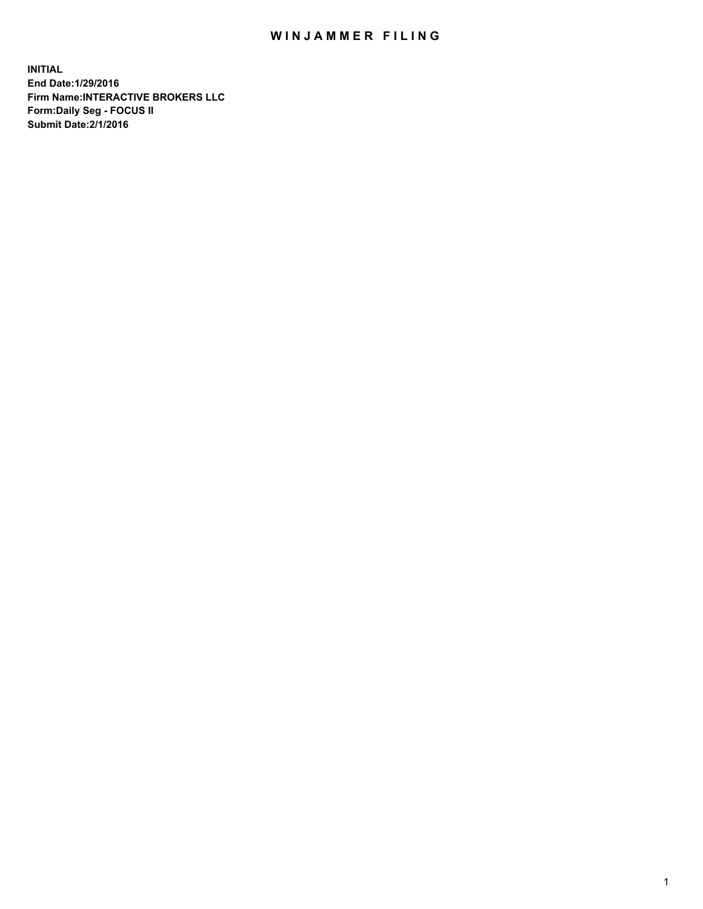# WINJAMMER FILING

**INITIAL**
**End Date:1/29/2016**
**Firm Name:INTERACTIVE BROKERS LLC**
**Form:Daily Seg - FOCUS II**
**Submit Date:2/1/2016**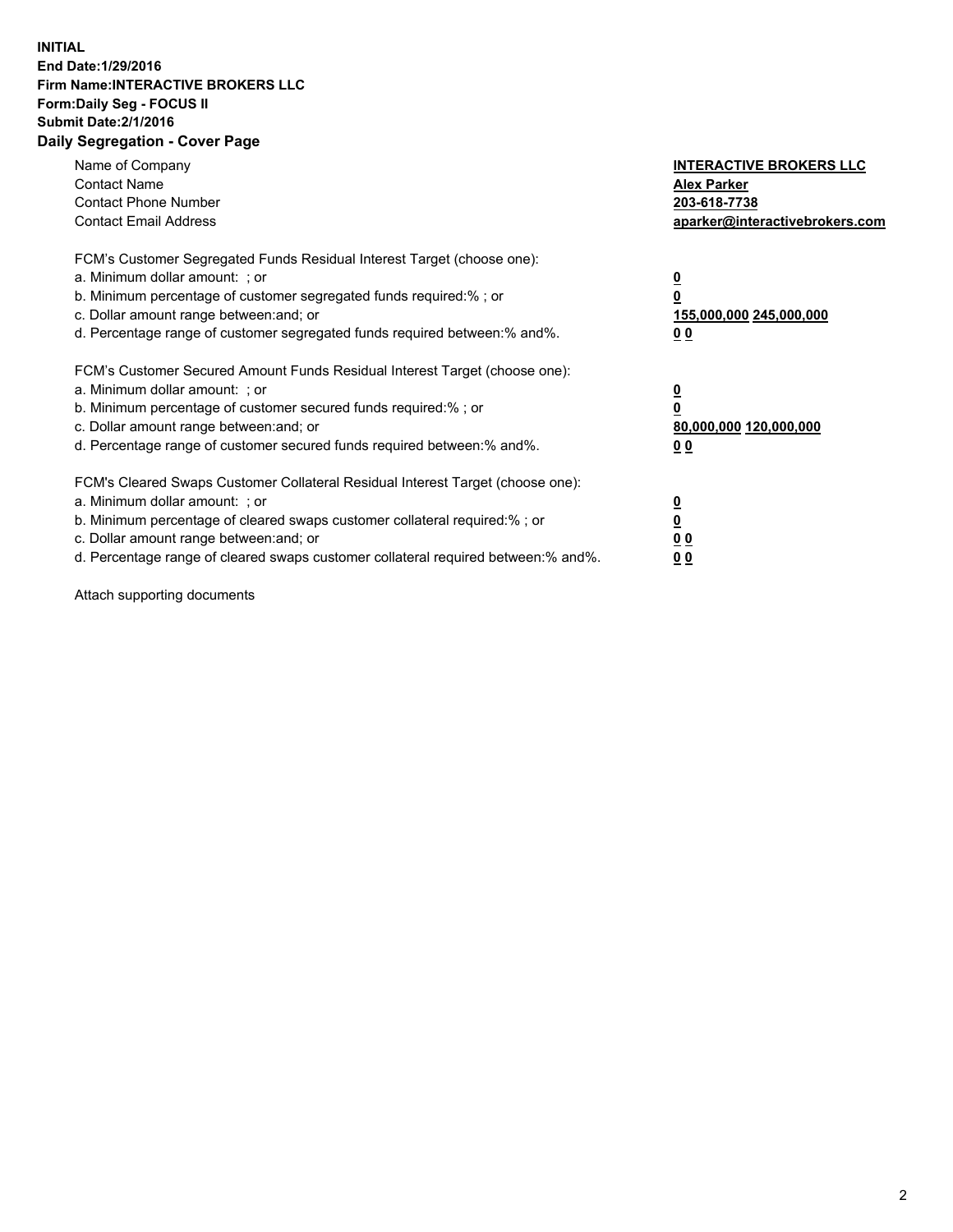**INITIAL**
**End Date:1/29/2016**
**Firm Name:INTERACTIVE BROKERS LLC**
**Form:Daily Seg - FOCUS II**
**Submit Date:2/1/2016**

## Daily Segregation - Cover Page

| | |
|---|---|
| Name of Company | **INTERACTIVE BROKERS LLC** |
| Contact Name | **Alex Parker** |
| Contact Phone Number | **203-618-7738** |
| Contact Email Address | **aparker@interactivebrokers.com** |

FCM's Customer Segregated Funds Residual Interest Target (choose one):

| | |
|---|---|
| a. Minimum dollar amount: ; or | **0** |
| b. Minimum percentage of customer segregated funds required:% ; or | **0** |
| c. Dollar amount range between:and; or | **155,000,000 245,000,000** |
| d. Percentage range of customer segregated funds required between:% and%. | **0 0** |

FCM's Customer Secured Amount Funds Residual Interest Target (choose one):

| | |
|---|---|
| a. Minimum dollar amount: ; or | **0** |
| b. Minimum percentage of customer secured funds required:% ; or | **0** |
| c. Dollar amount range between:and; or | **80,000,000 120,000,000** |
| d. Percentage range of customer secured funds required between:% and%. | **0 0** |

FCM's Cleared Swaps Customer Collateral Residual Interest Target (choose one):

| | |
|---|---|
| a. Minimum dollar amount: ; or | **0** |
| b. Minimum percentage of cleared swaps customer collateral required:% ; or | **0** |
| c. Dollar amount range between:and; or | **0 0** |
| d. Percentage range of cleared swaps customer collateral required between:% and%. | **0 0** |

Attach supporting documents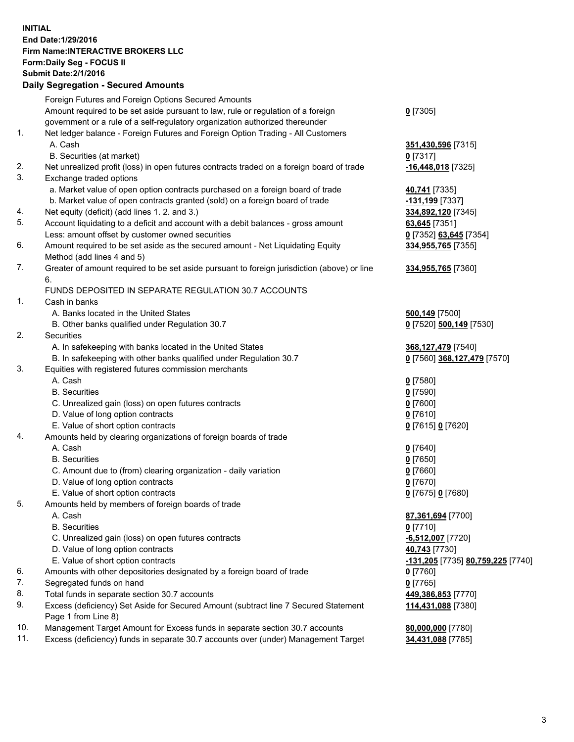**INITIAL**
**End Date:1/29/2016**
**Firm Name:INTERACTIVE BROKERS LLC**
**Form:Daily Seg - FOCUS II**
**Submit Date:2/1/2016**
**Daily Segregation - Secured Amounts**

| | | |
|---|---|---|
| | Foreign Futures and Foreign Options Secured Amounts | |
| | Amount required to be set aside pursuant to law, rule or regulation of a foreign government or a rule of a self-regulatory organization authorized thereunder | **0** [7305] |
| 1. | Net ledger balance - Foreign Futures and Foreign Option Trading - All Customers | |
| | A. Cash | **351,430,596** [7315] |
| | B. Securities (at market) | **0** [7317] |
| 2. | Net unrealized profit (loss) in open futures contracts traded on a foreign board of trade | **-16,448,018** [7325] |
| 3. | Exchange traded options | |
| | a. Market value of open option contracts purchased on a foreign board of trade | **40,741** [7335] |
| | b. Market value of open contracts granted (sold) on a foreign board of trade | **-131,199** [7337] |
| 4. | Net equity (deficit) (add lines 1. 2. and 3.) | **334,892,120** [7345] |
| 5. | Account liquidating to a deficit and account with a debit balances - gross amount | **63,645** [7351] |
| | Less: amount offset by customer owned securities | **0** [7352] **63,645** [7354] |
| 6. | Amount required to be set aside as the secured amount - Net Liquidating Equity Method (add lines 4 and 5) | **334,955,765** [7355] |
| 7. | Greater of amount required to be set aside pursuant to foreign jurisdiction (above) or line 6. | **334,955,765** [7360] |
| | FUNDS DEPOSITED IN SEPARATE REGULATION 30.7 ACCOUNTS | |
| 1. | Cash in banks | |
| | A. Banks located in the United States | **500,149** [7500] |
| | B. Other banks qualified under Regulation 30.7 | **0** [7520] **500,149** [7530] |
| 2. | Securities | |
| | A. In safekeeping with banks located in the United States | **368,127,479** [7540] |
| | B. In safekeeping with other banks qualified under Regulation 30.7 | **0** [7560] **368,127,479** [7570] |
| 3. | Equities with registered futures commission merchants | |
| | A. Cash | **0** [7580] |
| | B. Securities | **0** [7590] |
| | C. Unrealized gain (loss) on open futures contracts | **0** [7600] |
| | D. Value of long option contracts | **0** [7610] |
| | E. Value of short option contracts | **0** [7615] **0** [7620] |
| 4. | Amounts held by clearing organizations of foreign boards of trade | |
| | A. Cash | **0** [7640] |
| | B. Securities | **0** [7650] |
| | C. Amount due to (from) clearing organization - daily variation | **0** [7660] |
| | D. Value of long option contracts | **0** [7670] |
| | E. Value of short option contracts | **0** [7675] **0** [7680] |
| 5. | Amounts held by members of foreign boards of trade | |
| | A. Cash | **87,361,694** [7700] |
| | B. Securities | **0** [7710] |
| | C. Unrealized gain (loss) on open futures contracts | **-6,512,007** [7720] |
| | D. Value of long option contracts | **40,743** [7730] |
| | E. Value of short option contracts | **-131,205** [7735] **80,759,225** [7740] |
| 6. | Amounts with other depositories designated by a foreign board of trade | **0** [7760] |
| 7. | Segregated funds on hand | **0** [7765] |
| 8. | Total funds in separate section 30.7 accounts | **449,386,853** [7770] |
| 9. | Excess (deficiency) Set Aside for Secured Amount (subtract line 7 Secured Statement Page 1 from Line 8) | **114,431,088** [7380] |
| 10. | Management Target Amount for Excess funds in separate section 30.7 accounts | **80,000,000** [7780] |
| 11. | Excess (deficiency) funds in separate 30.7 accounts over (under) Management Target | **34,431,088** [7785] |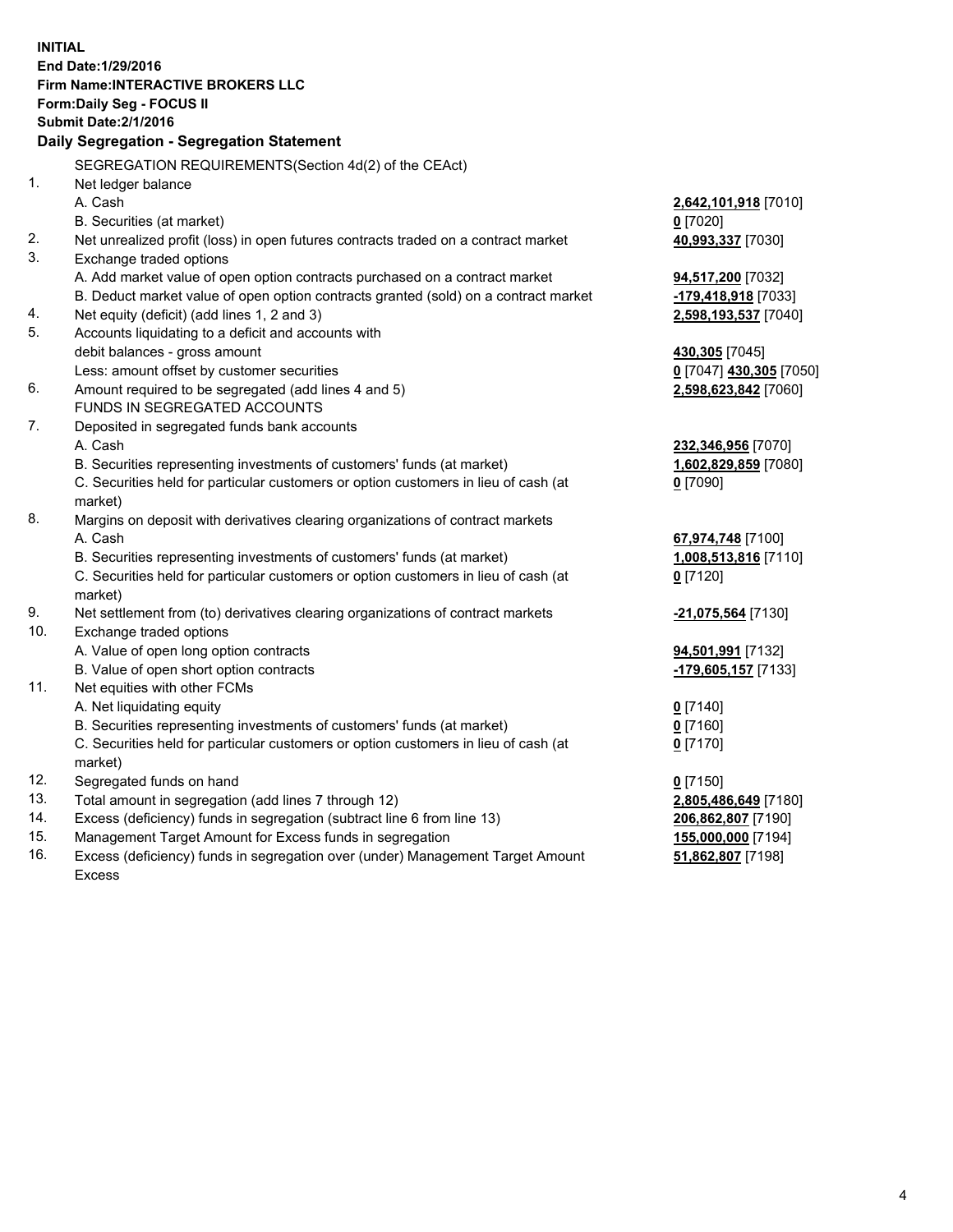**INITIAL**
**End Date:1/29/2016**
**Firm Name:INTERACTIVE BROKERS LLC**
**Form:Daily Seg - FOCUS II**
**Submit Date:2/1/2016**

## Daily Segregation - Segregation Statement

SEGREGATION REQUIREMENTS(Section 4d(2) of the CEAct)

| | | |
|---|---|---|
| 1. | Net ledger balance | |
| | A. Cash | **2,642,101,918** [7010] |
| | B. Securities (at market) | **0** [7020] |
| 2. | Net unrealized profit (loss) in open futures contracts traded on a contract market | **40,993,337** [7030] |
| 3. | Exchange traded options | |
| | A. Add market value of open option contracts purchased on a contract market | **94,517,200** [7032] |
| | B. Deduct market value of open option contracts granted (sold) on a contract market | **-179,418,918** [7033] |
| 4. | Net equity (deficit) (add lines 1, 2 and 3) | **2,598,193,537** [7040] |
| 5. | Accounts liquidating to a deficit and accounts with | |
| | debit balances - gross amount | **430,305** [7045] |
| | Less: amount offset by customer securities | **0** [7047] **430,305** [7050] |
| 6. | Amount required to be segregated (add lines 4 and 5) | **2,598,623,842** [7060] |
| | FUNDS IN SEGREGATED ACCOUNTS | |
| 7. | Deposited in segregated funds bank accounts | |
| | A. Cash | **232,346,956** [7070] |
| | B. Securities representing investments of customers' funds (at market) | **1,602,829,859** [7080] |
| | C. Securities held for particular customers or option customers in lieu of cash (at market) | **0** [7090] |
| 8. | Margins on deposit with derivatives clearing organizations of contract markets | |
| | A. Cash | **67,974,748** [7100] |
| | B. Securities representing investments of customers' funds (at market) | **1,008,513,816** [7110] |
| | C. Securities held for particular customers or option customers in lieu of cash (at market) | **0** [7120] |
| 9. | Net settlement from (to) derivatives clearing organizations of contract markets | **-21,075,564** [7130] |
| 10. | Exchange traded options | |
| | A. Value of open long option contracts | **94,501,991** [7132] |
| | B. Value of open short option contracts | **-179,605,157** [7133] |
| 11. | Net equities with other FCMs | |
| | A. Net liquidating equity | **0** [7140] |
| | B. Securities representing investments of customers' funds (at market) | **0** [7160] |
| | C. Securities held for particular customers or option customers in lieu of cash (at market) | **0** [7170] |
| 12. | Segregated funds on hand | **0** [7150] |
| 13. | Total amount in segregation (add lines 7 through 12) | **2,805,486,649** [7180] |
| 14. | Excess (deficiency) funds in segregation (subtract line 6 from line 13) | **206,862,807** [7190] |
| 15. | Management Target Amount for Excess funds in segregation | **155,000,000** [7194] |
| 16. | Excess (deficiency) funds in segregation over (under) Management Target Amount Excess | **51,862,807** [7198] |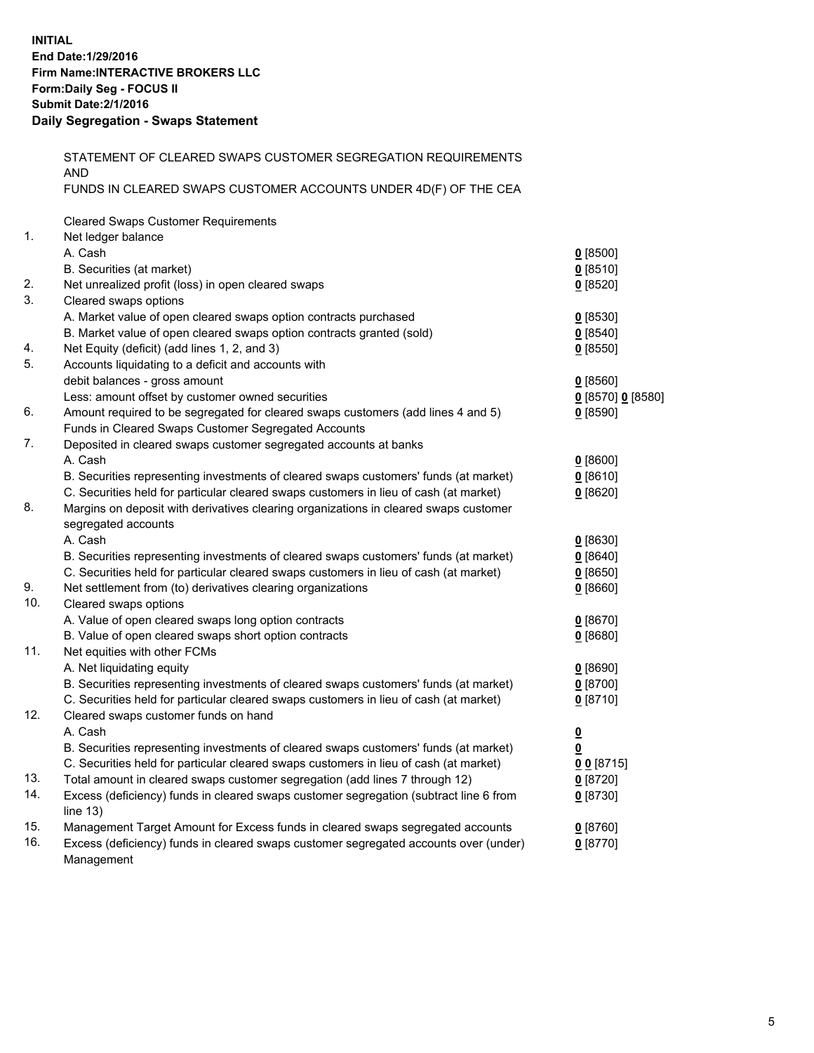**INITIAL**
**End Date:1/29/2016**
**Firm Name:INTERACTIVE BROKERS LLC**
**Form:Daily Seg - FOCUS II**
**Submit Date:2/1/2016**
**Daily Segregation - Swaps Statement**

STATEMENT OF CLEARED SWAPS CUSTOMER SEGREGATION REQUIREMENTS AND FUNDS IN CLEARED SWAPS CUSTOMER ACCOUNTS UNDER 4D(F) OF THE CEA

| | | |
|---|---|---|
| | Cleared Swaps Customer Requirements | |
| 1. | Net ledger balance | |
| | A. Cash | 0 [8500] |
| | B. Securities (at market) | 0 [8510] |
| 2. | Net unrealized profit (loss) in open cleared swaps | 0 [8520] |
| 3. | Cleared swaps options | |
| | A. Market value of open cleared swaps option contracts purchased | 0 [8530] |
| | B. Market value of open cleared swaps option contracts granted (sold) | 0 [8540] |
| 4. | Net Equity (deficit) (add lines 1, 2, and 3) | 0 [8550] |
| 5. | Accounts liquidating to a deficit and accounts with debit balances - gross amount | 0 [8560] |
| | Less: amount offset by customer owned securities | 0 [8570] 0 [8580] |
| 6. | Amount required to be segregated for cleared swaps customers (add lines 4 and 5) | 0 [8590] |
| | Funds in Cleared Swaps Customer Segregated Accounts | |
| 7. | Deposited in cleared swaps customer segregated accounts at banks | |
| | A. Cash | 0 [8600] |
| | B. Securities representing investments of cleared swaps customers' funds (at market) | 0 [8610] |
| | C. Securities held for particular cleared swaps customers in lieu of cash (at market) | 0 [8620] |
| 8. | Margins on deposit with derivatives clearing organizations in cleared swaps customer segregated accounts | |
| | A. Cash | 0 [8630] |
| | B. Securities representing investments of cleared swaps customers' funds (at market) | 0 [8640] |
| | C. Securities held for particular cleared swaps customers in lieu of cash (at market) | 0 [8650] |
| 9. | Net settlement from (to) derivatives clearing organizations | 0 [8660] |
| 10. | Cleared swaps options | |
| | A. Value of open cleared swaps long option contracts | 0 [8670] |
| | B. Value of open cleared swaps short option contracts | 0 [8680] |
| 11. | Net equities with other FCMs | |
| | A. Net liquidating equity | 0 [8690] |
| | B. Securities representing investments of cleared swaps customers' funds (at market) | 0 [8700] |
| | C. Securities held for particular cleared swaps customers in lieu of cash (at market) | 0 [8710] |
| 12. | Cleared swaps customer funds on hand | |
| | A. Cash | 0 |
| | B. Securities representing investments of cleared swaps customers' funds (at market) | 0 |
| | C. Securities held for particular cleared swaps customers in lieu of cash (at market) | 0 0 [8715] |
| 13. | Total amount in cleared swaps customer segregation (add lines 7 through 12) | 0 [8720] |
| 14. | Excess (deficiency) funds in cleared swaps customer segregation (subtract line 6 from line 13) | 0 [8730] |
| 15. | Management Target Amount for Excess funds in cleared swaps segregated accounts | 0 [8760] |
| 16. | Excess (deficiency) funds in cleared swaps customer segregated accounts over (under) Management | 0 [8770] |